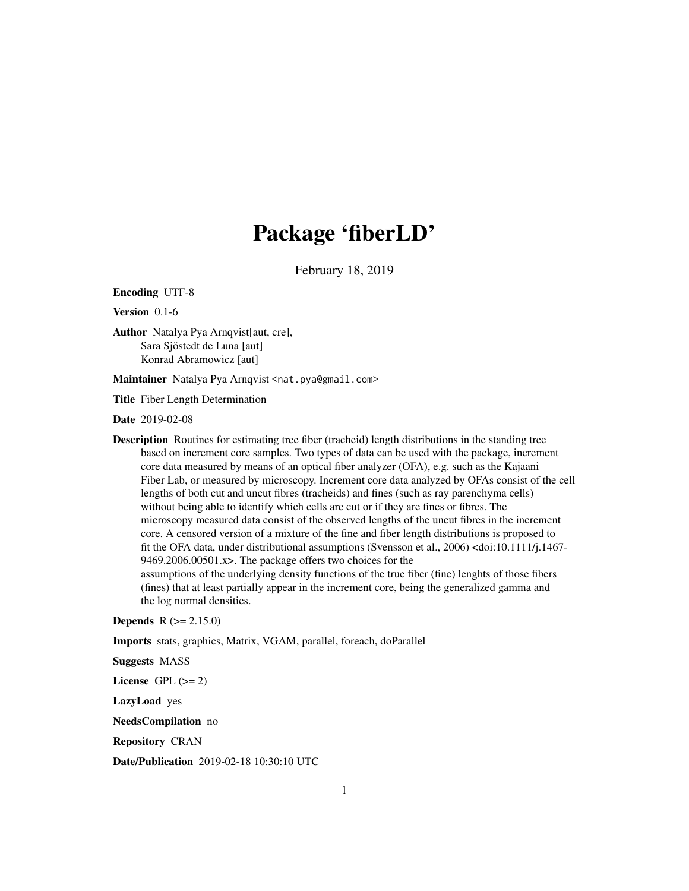# Package 'fiberLD'

February 18, 2019

**Encoding** UTF-8

**Version** 0.1-6

**Author** Natalya Pya Arnqvist[aut, cre],
Sara Sjöstedt de Luna [aut]
Konrad Abramowicz [aut]

**Maintainer** Natalya Pya Arnqvist <nat.pya@gmail.com>

**Title** Fiber Length Determination

**Date** 2019-02-08

**Description** Routines for estimating tree fiber (tracheid) length distributions in the standing tree based on increment core samples. Two types of data can be used with the package, increment core data measured by means of an optical fiber analyzer (OFA), e.g. such as the Kajaani Fiber Lab, or measured by microscopy. Increment core data analyzed by OFAs consist of the cell lengths of both cut and uncut fibres (tracheids) and fines (such as ray parenchyma cells) without being able to identify which cells are cut or if they are fines or fibres. The microscopy measured data consist of the observed lengths of the uncut fibres in the increment core. A censored version of a mixture of the fine and fiber length distributions is proposed to fit the OFA data, under distributional assumptions (Svensson et al., 2006) <doi:10.1111/j.1467-9469.2006.00501.x>. The package offers two choices for the assumptions of the underlying density functions of the true fiber (fine) lenghts of those fibers (fines) that at least partially appear in the increment core, being the generalized gamma and the log normal densities.

**Depends** R (>= 2.15.0)

**Imports** stats, graphics, Matrix, VGAM, parallel, foreach, doParallel

**Suggests** MASS

**License** GPL (>= 2)

**LazyLoad** yes

**NeedsCompilation** no

**Repository** CRAN

**Date/Publication** 2019-02-18 10:30:10 UTC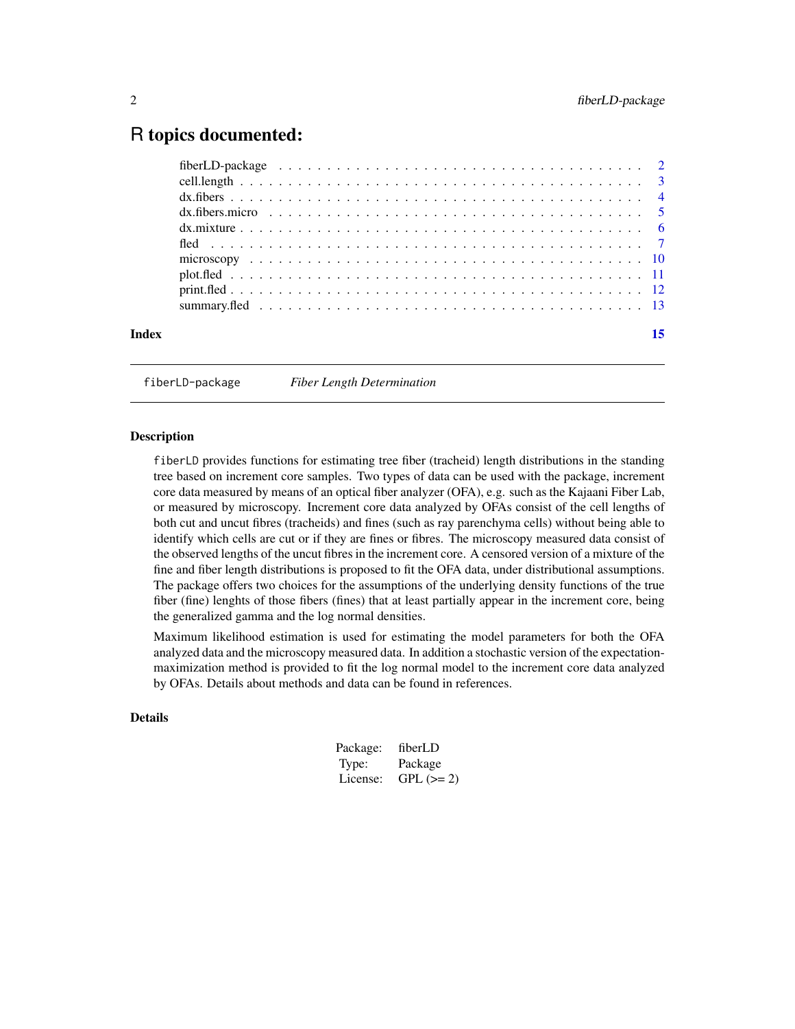# R topics documented:

| | |
|---|---|
| fiberLD-package | 2 |
| cell.length | 3 |
| dx.fibers | 4 |
| dx.fibers.micro | 5 |
| dx.mixture | 6 |
| fled | 7 |
| microscopy | 10 |
| plot.fled | 11 |
| print.fled | 12 |
| summary.fled | 13 |
| **Index** | **15** |

---

`fiberLD-package` *Fiber Length Determination*

---

### Description

`fiberLD` provides functions for estimating tree fiber (tracheid) length distributions in the standing tree based on increment core samples. Two types of data can be used with the package, increment core data measured by means of an optical fiber analyzer (OFA), e.g. such as the Kajaani Fiber Lab, or measured by microscopy. Increment core data analyzed by OFAs consist of the cell lengths of both cut and uncut fibres (tracheids) and fines (such as ray parenchyma cells) without being able to identify which cells are cut or if they are fines or fibres. The microscopy measured data consist of the observed lengths of the uncut fibres in the increment core. A censored version of a mixture of the fine and fiber length distributions is proposed to fit the OFA data, under distributional assumptions. The package offers two choices for the assumptions of the underlying density functions of the true fiber (fine) lenghts of those fibers (fines) that at least partially appear in the increment core, being the generalized gamma and the log normal densities.

Maximum likelihood estimation is used for estimating the model parameters for both the OFA analyzed data and the microscopy measured data. In addition a stochastic version of the expectation-maximization method is provided to fit the log normal model to the increment core data analyzed by OFAs. Details about methods and data can be found in references.

### Details

| | |
|---|---|
| Package: | fiberLD |
| Type: | Package |
| License: | GPL (>= 2) |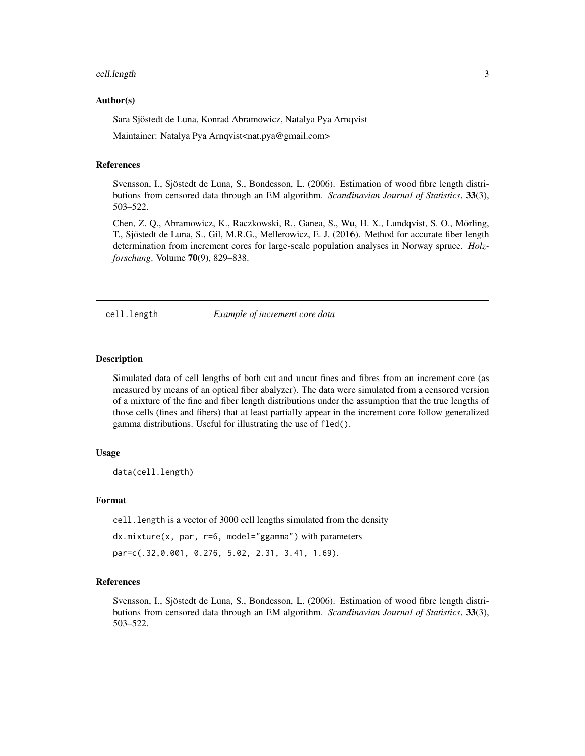### Author(s)

Sara Sjöstedt de Luna, Konrad Abramowicz, Natalya Pya Arnqvist

Maintainer: Natalya Pya Arnqvist<nat.pya@gmail.com>

### References

Svensson, I., Sjöstedt de Luna, S., Bondesson, L. (2006). Estimation of wood fibre length distributions from censored data through an EM algorithm. *Scandinavian Journal of Statistics*, **33**(3), 503–522.

Chen, Z. Q., Abramowicz, K., Raczkowski, R., Ganea, S., Wu, H. X., Lundqvist, S. O., Mörling, T., Sjöstedt de Luna, S., Gil, M.R.G., Mellerowicz, E. J. (2016). Method for accurate fiber length determination from increment cores for large-scale population analyses in Norway spruce. *Holzforschung*. Volume **70**(9), 829–838.

---

## cell.length *Example of increment core data*

---

### Description

Simulated data of cell lengths of both cut and uncut fines and fibres from an increment core (as measured by means of an optical fiber abalyzer). The data were simulated from a censored version of a mixture of the fine and fiber length distributions under the assumption that the true lengths of those cells (fines and fibers) that at least partially appear in the increment core follow generalized gamma distributions. Useful for illustrating the use of `fled()`.

### Usage

```
data(cell.length)
```

### Format

`cell.length` is a vector of 3000 cell lengths simulated from the density

`dx.mixture(x, par, r=6, model="ggamma")` with parameters

`par=c(.32,0.001, 0.276, 5.02, 2.31, 3.41, 1.69)`.

### References

Svensson, I., Sjöstedt de Luna, S., Bondesson, L. (2006). Estimation of wood fibre length distributions from censored data through an EM algorithm. *Scandinavian Journal of Statistics*, **33**(3), 503–522.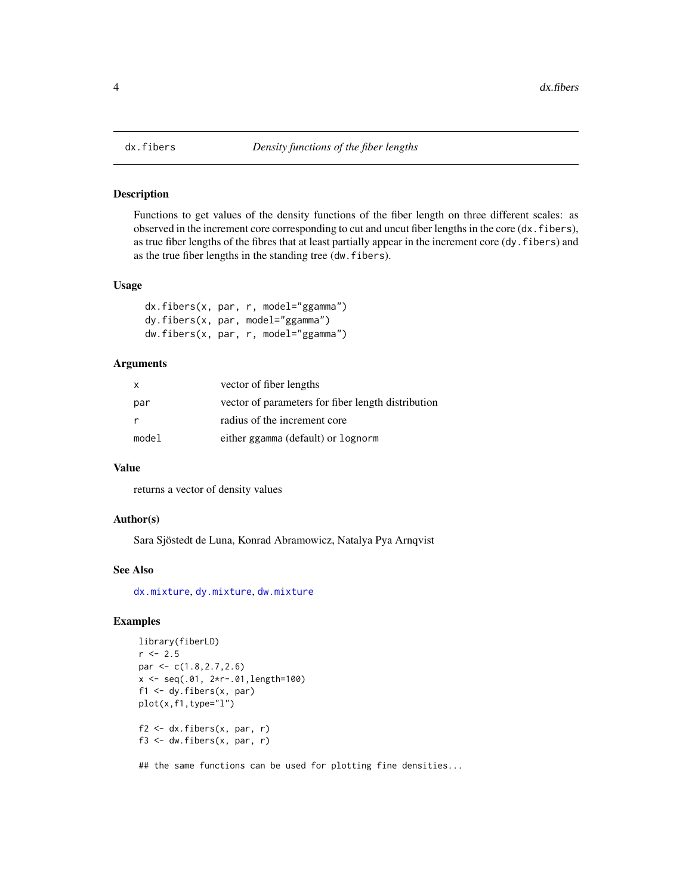dx.fibers — *Density functions of the fiber lengths*

## Description

Functions to get values of the density functions of the fiber length on three different scales: as observed in the increment core corresponding to cut and uncut fiber lengths in the core (`dx.fibers`), as true fiber lengths of the fibres that at least partially appear in the increment core (`dy.fibers`) and as the true fiber lengths in the standing tree (`dw.fibers`).

## Usage

```
dx.fibers(x, par, r, model="ggamma")
dy.fibers(x, par, model="ggamma")
dw.fibers(x, par, r, model="ggamma")
```

## Arguments

| | |
|---|---|
| `x` | vector of fiber lengths |
| `par` | vector of parameters for fiber length distribution |
| `r` | radius of the increment core |
| `model` | either `ggamma` (default) or `lognorm` |

## Value

returns a vector of density values

## Author(s)

Sara Sjöstedt de Luna, Konrad Abramowicz, Natalya Pya Arnqvist

## See Also

`dx.mixture`, `dy.mixture`, `dw.mixture`

## Examples

```
library(fiberLD)
r <- 2.5
par <- c(1.8,2.7,2.6)
x <- seq(.01, 2*r-.01,length=100)
f1 <- dy.fibers(x, par)
plot(x,f1,type="l")

f2 <- dx.fibers(x, par, r)
f3 <- dw.fibers(x, par, r)

## the same functions can be used for plotting fine densities...
```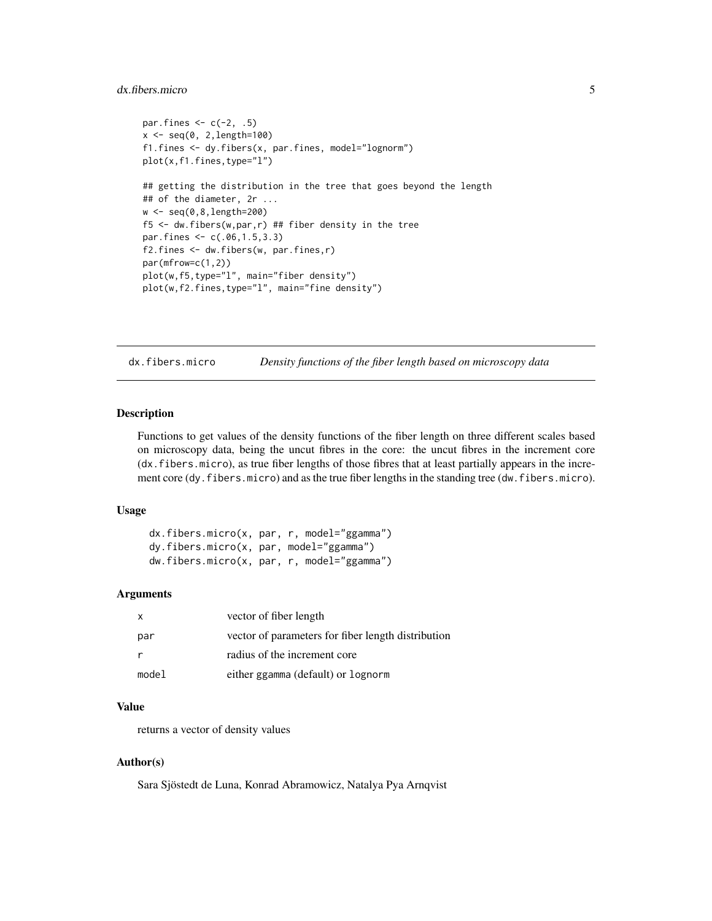```
par.fines <- c(-2, .5)
x <- seq(0, 2,length=100)
f1.fines <- dy.fibers(x, par.fines, model="lognorm")
plot(x,f1.fines,type="l")

## getting the distribution in the tree that goes beyond the length
## of the diameter, 2r ...
w <- seq(0,8,length=200)
f5 <- dw.fibers(w,par,r) ## fiber density in the tree
par.fines <- c(.06,1.5,3.3)
f2.fines <- dw.fibers(w, par.fines,r)
par(mfrow=c(1,2))
plot(w,f5,type="l", main="fiber density")
plot(w,f2.fines,type="l", main="fine density")
```

---

## dx.fibers.micro — *Density functions of the fiber length based on microscopy data*

---

### Description

Functions to get values of the density functions of the fiber length on three different scales based on microscopy data, being the uncut fibres in the core: the uncut fibres in the increment core (`dx.fibers.micro`), as true fiber lengths of those fibres that at least partially appears in the increment core (`dy.fibers.micro`) and as the true fiber lengths in the standing tree (`dw.fibers.micro`).

### Usage

```
dx.fibers.micro(x, par, r, model="ggamma")
dy.fibers.micro(x, par, model="ggamma")
dw.fibers.micro(x, par, r, model="ggamma")
```

### Arguments

| | |
|---|---|
| `x` | vector of fiber length |
| `par` | vector of parameters for fiber length distribution |
| `r` | radius of the increment core |
| `model` | either `ggamma` (default) or `lognorm` |

### Value

returns a vector of density values

### Author(s)

Sara Sjöstedt de Luna, Konrad Abramowicz, Natalya Pya Arnqvist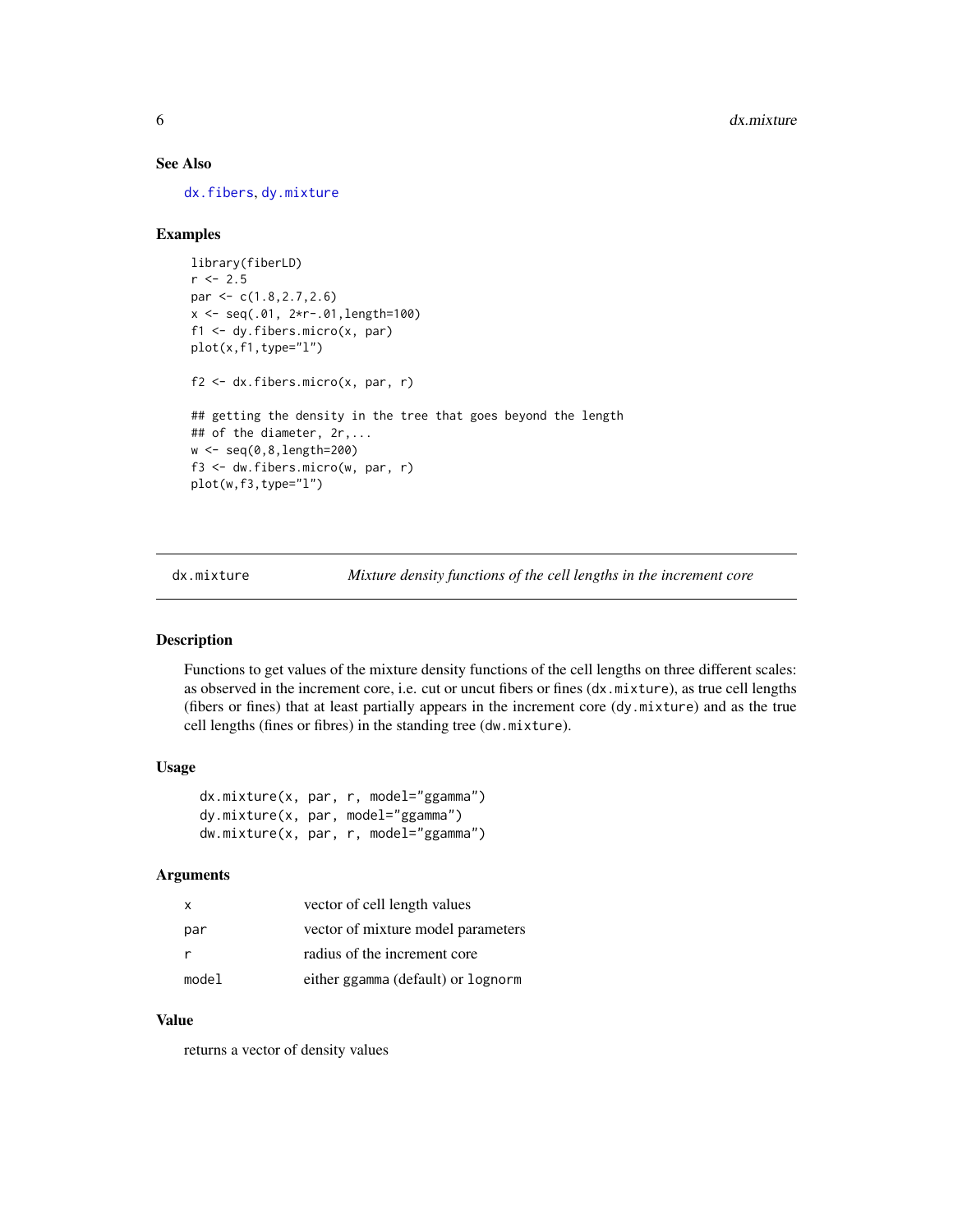### See Also

dx.fibers, dy.mixture

### Examples

```
library(fiberLD)
r <- 2.5
par <- c(1.8,2.7,2.6)
x <- seq(.01, 2*r-.01,length=100)
f1 <- dy.fibers.micro(x, par)
plot(x,f1,type="l")

f2 <- dx.fibers.micro(x, par, r)

## getting the density in the tree that goes beyond the length
## of the diameter, 2r,...
w <- seq(0,8,length=200)
f3 <- dw.fibers.micro(w, par, r)
plot(w,f3,type="l")
```

---

## dx.mixture — *Mixture density functions of the cell lengths in the increment core*

### Description

Functions to get values of the mixture density functions of the cell lengths on three different scales: as observed in the increment core, i.e. cut or uncut fibers or fines (dx.mixture), as true cell lengths (fibers or fines) that at least partially appears in the increment core (dy.mixture) and as the true cell lengths (fines or fibres) in the standing tree (dw.mixture).

### Usage

```
dx.mixture(x, par, r, model="ggamma")
dy.mixture(x, par, model="ggamma")
dw.mixture(x, par, r, model="ggamma")
```

### Arguments

| | |
|---|---|
| x | vector of cell length values |
| par | vector of mixture model parameters |
| r | radius of the increment core |
| model | either ggamma (default) or lognorm |

### Value

returns a vector of density values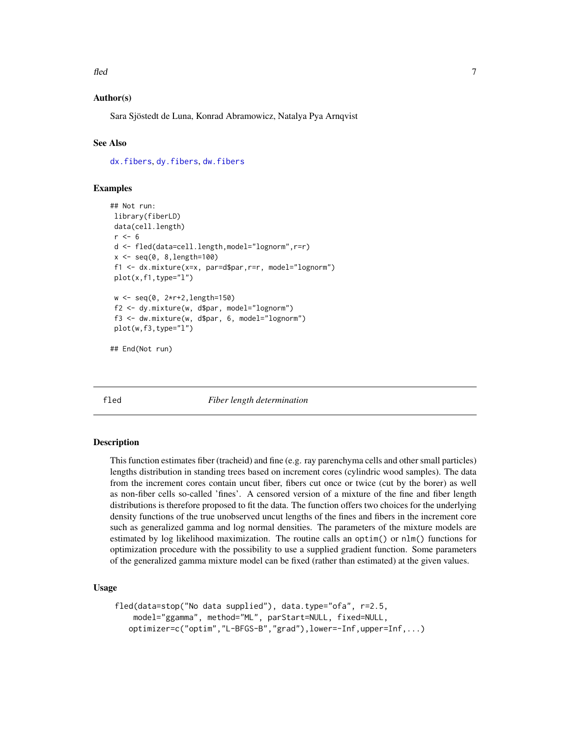### Author(s)

Sara Sjöstedt de Luna, Konrad Abramowicz, Natalya Pya Arnqvist

### See Also

dx.fibers, dy.fibers, dw.fibers

### Examples

```
## Not run:
 library(fiberLD)
 data(cell.length)
 r <- 6
 d <- fled(data=cell.length,model="lognorm",r=r)
 x <- seq(0, 8,length=100)
 f1 <- dx.mixture(x=x, par=d$par,r=r, model="lognorm")
 plot(x,f1,type="l")

 w <- seq(0, 2*r+2,length=150)
 f2 <- dy.mixture(w, d$par, model="lognorm")
 f3 <- dw.mixture(w, d$par, 6, model="lognorm")
 plot(w,f3,type="l")

## End(Not run)
```

---

## fled — *Fiber length determination*

### Description

This function estimates fiber (tracheid) and fine (e.g. ray parenchyma cells and other small particles) lengths distribution in standing trees based on increment cores (cylindric wood samples). The data from the increment cores contain uncut fiber, fibers cut once or twice (cut by the borer) as well as non-fiber cells so-called 'fines'. A censored version of a mixture of the fine and fiber length distributions is therefore proposed to fit the data. The function offers two choices for the underlying density functions of the true unobserved uncut lengths of the fines and fibers in the increment core such as generalized gamma and log normal densities. The parameters of the mixture models are estimated by log likelihood maximization. The routine calls an optim() or nlm() functions for optimization procedure with the possibility to use a supplied gradient function. Some parameters of the generalized gamma mixture model can be fixed (rather than estimated) at the given values.

### Usage

```
fled(data=stop("No data supplied"), data.type="ofa", r=2.5,
    model="ggamma", method="ML", parStart=NULL, fixed=NULL,
   optimizer=c("optim","L-BFGS-B","grad"),lower=-Inf,upper=Inf,...)
```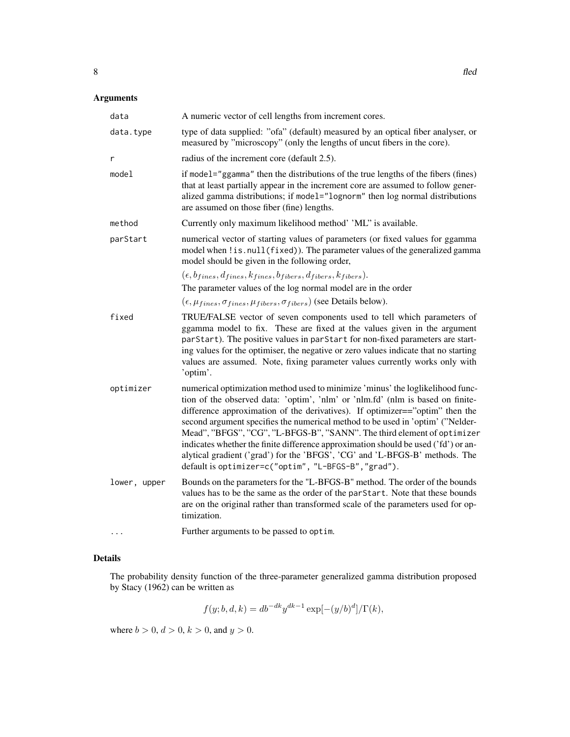## Arguments

| | |
|---|---|
| data | A numeric vector of cell lengths from increment cores. |
| data.type | type of data supplied: "ofa" (default) measured by an optical fiber analyser, or measured by "microscopy" (only the lengths of uncut fibers in the core). |
| r | radius of the increment core (default 2.5). |
| model | if model="ggamma" then the distributions of the true lengths of the fibers (fines) that at least partially appear in the increment core are assumed to follow generalized gamma distributions; if model="lognorm" then log normal distributions are assumed on those fiber (fine) lengths. |
| method | Currently only maximum likelihood method' 'ML" is available. |
| parStart | numerical vector of starting values of parameters (or fixed values for ggamma model when !is.null(fixed)). The parameter values of the generalized gamma model should be given in the following order, $(\epsilon, b_{fines}, d_{fines}, k_{fines}, b_{fibers}, d_{fibers}, k_{fibers})$. The parameter values of the log normal model are in the order $(\epsilon, \mu_{fines}, \sigma_{fines}, \mu_{fibers}, \sigma_{fibers})$ (see Details below). |
| fixed | TRUE/FALSE vector of seven components used to tell which parameters of ggamma model to fix. These are fixed at the values given in the argument parStart). The positive values in parStart for non-fixed parameters are starting values for the optimiser, the negative or zero values indicate that no starting values are assumed. Note, fixing parameter values currently works only with 'optim'. |
| optimizer | numerical optimization method used to minimize 'minus' the loglikelihood function of the observed data: 'optim', 'nlm' or 'nlm.fd' (nlm is based on finite-difference approximation of the derivatives). If optimizer=="optim" then the second argument specifies the numerical method to be used in 'optim' ("Nelder-Mead", "BFGS", "CG", "L-BFGS-B", "SANN". The third element of optimizer indicates whether the finite difference approximation should be used ('fd') or analytical gradient ('grad') for the 'BFGS', 'CG' and 'L-BFGS-B' methods. The default is optimizer=c("optim", "L-BFGS-B","grad"). |
| lower, upper | Bounds on the parameters for the "L-BFGS-B" method. The order of the bounds values has to be the same as the order of the parStart. Note that these bounds are on the original rather than transformed scale of the parameters used for optimization. |
| ... | Further arguments to be passed to optim. |

## Details

The probability density function of the three-parameter generalized gamma distribution proposed by Stacy (1962) can be written as

$$f(y; b, d, k) = db^{-dk} y^{dk-1} \exp[-(y/b)^d]/\Gamma(k),$$

where $b > 0$, $d > 0$, $k > 0$, and $y > 0$.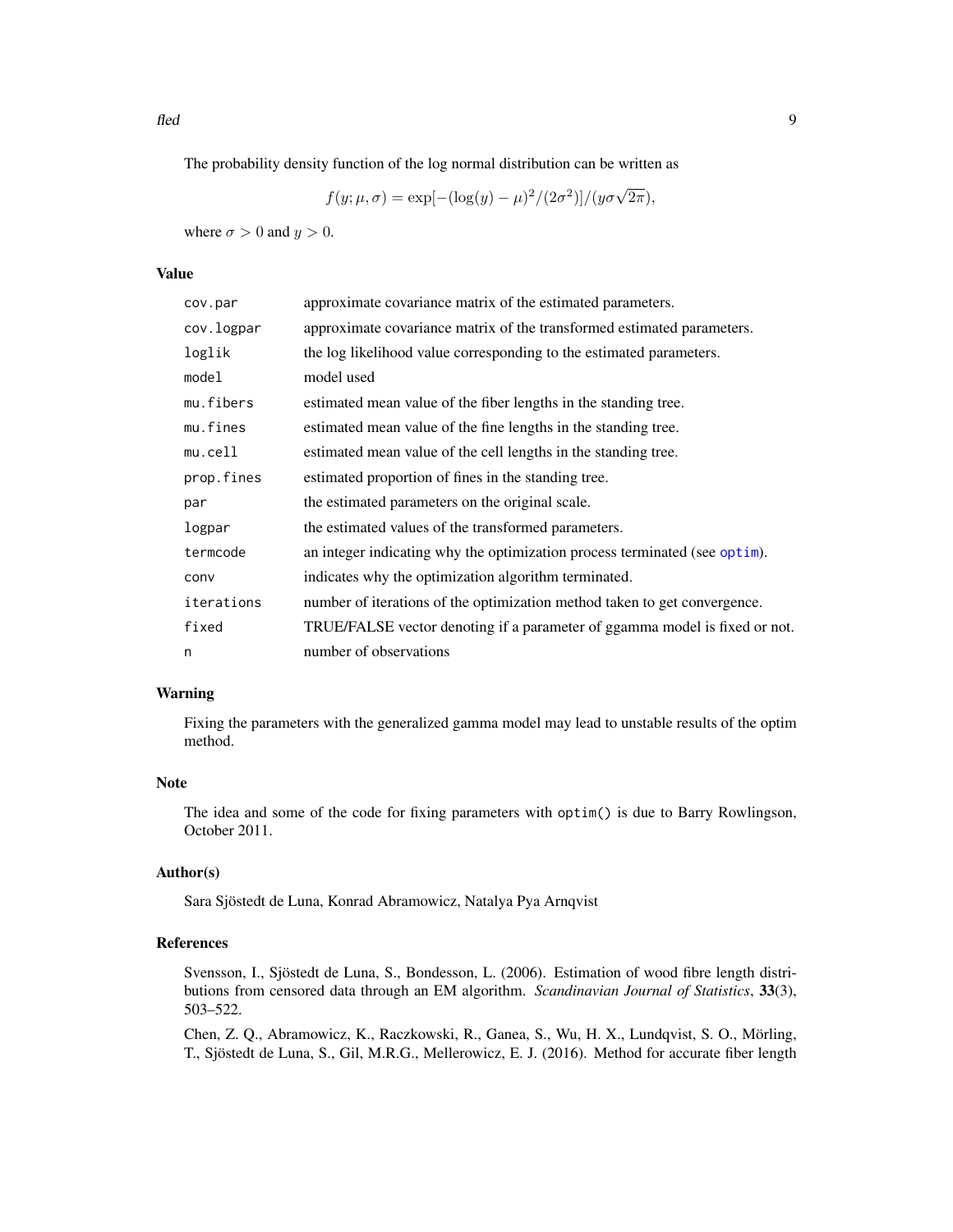The probability density function of the log normal distribution can be written as

$$f(y; \mu, \sigma) = \exp[-(\log(y) - \mu)^2/(2\sigma^2)]/(y\sigma\sqrt{2\pi}),$$

where $\sigma > 0$ and $y > 0$.

## Value

| | |
|---|---|
| `cov.par` | approximate covariance matrix of the estimated parameters. |
| `cov.logpar` | approximate covariance matrix of the transformed estimated parameters. |
| `loglik` | the log likelihood value corresponding to the estimated parameters. |
| `model` | model used |
| `mu.fibers` | estimated mean value of the fiber lengths in the standing tree. |
| `mu.fines` | estimated mean value of the fine lengths in the standing tree. |
| `mu.cell` | estimated mean value of the cell lengths in the standing tree. |
| `prop.fines` | estimated proportion of fines in the standing tree. |
| `par` | the estimated parameters on the original scale. |
| `logpar` | the estimated values of the transformed parameters. |
| `termcode` | an integer indicating why the optimization process terminated (see `optim`). |
| `conv` | indicates why the optimization algorithm terminated. |
| `iterations` | number of iterations of the optimization method taken to get convergence. |
| `fixed` | TRUE/FALSE vector denoting if a parameter of ggamma model is fixed or not. |
| `n` | number of observations |

## Warning

Fixing the parameters with the generalized gamma model may lead to unstable results of the optim method.

## Note

The idea and some of the code for fixing parameters with `optim()` is due to Barry Rowlingson, October 2011.

## Author(s)

Sara Sjöstedt de Luna, Konrad Abramowicz, Natalya Pya Arnqvist

## References

Svensson, I., Sjöstedt de Luna, S., Bondesson, L. (2006). Estimation of wood fibre length distributions from censored data through an EM algorithm. *Scandinavian Journal of Statistics*, **33**(3), 503–522.

Chen, Z. Q., Abramowicz, K., Raczkowski, R., Ganea, S., Wu, H. X., Lundqvist, S. O., Mörling, T., Sjöstedt de Luna, S., Gil, M.R.G., Mellerowicz, E. J. (2016). Method for accurate fiber length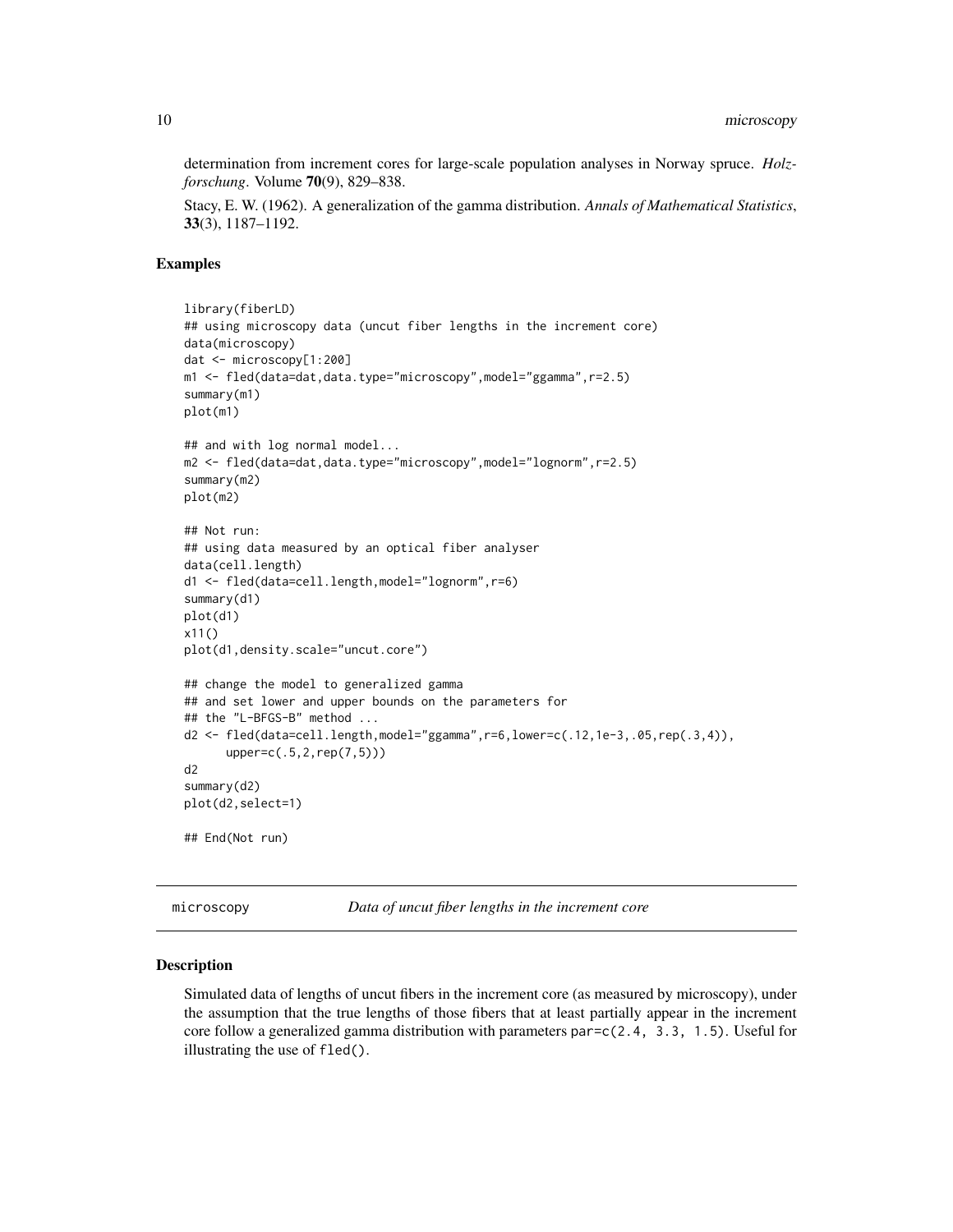determination from increment cores for large-scale population analyses in Norway spruce. *Holzforschung*. Volume **70**(9), 829–838.

Stacy, E. W. (1962). A generalization of the gamma distribution. *Annals of Mathematical Statistics*, **33**(3), 1187–1192.

### Examples

```
library(fiberLD)
## using microscopy data (uncut fiber lengths in the increment core)
data(microscopy)
dat <- microscopy[1:200]
m1 <- fled(data=dat,data.type="microscopy",model="ggamma",r=2.5)
summary(m1)
plot(m1)

## and with log normal model...
m2 <- fled(data=dat,data.type="microscopy",model="lognorm",r=2.5)
summary(m2)
plot(m2)

## Not run:
## using data measured by an optical fiber analyser
data(cell.length)
d1 <- fled(data=cell.length,model="lognorm",r=6)
summary(d1)
plot(d1)
x11()
plot(d1,density.scale="uncut.core")

## change the model to generalized gamma
## and set lower and upper bounds on the parameters for
## the "L-BFGS-B" method ...
d2 <- fled(data=cell.length,model="ggamma",r=6,lower=c(.12,1e-3,.05,rep(.3,4)),
      upper=c(.5,2,rep(7,5)))
d2
summary(d2)
plot(d2,select=1)

## End(Not run)
```

---

## microscopy — *Data of uncut fiber lengths in the increment core*

### Description

Simulated data of lengths of uncut fibers in the increment core (as measured by microscopy), under the assumption that the true lengths of those fibers that at least partially appear in the increment core follow a generalized gamma distribution with parameters `par=c(2.4, 3.3, 1.5)`. Useful for illustrating the use of `fled()`.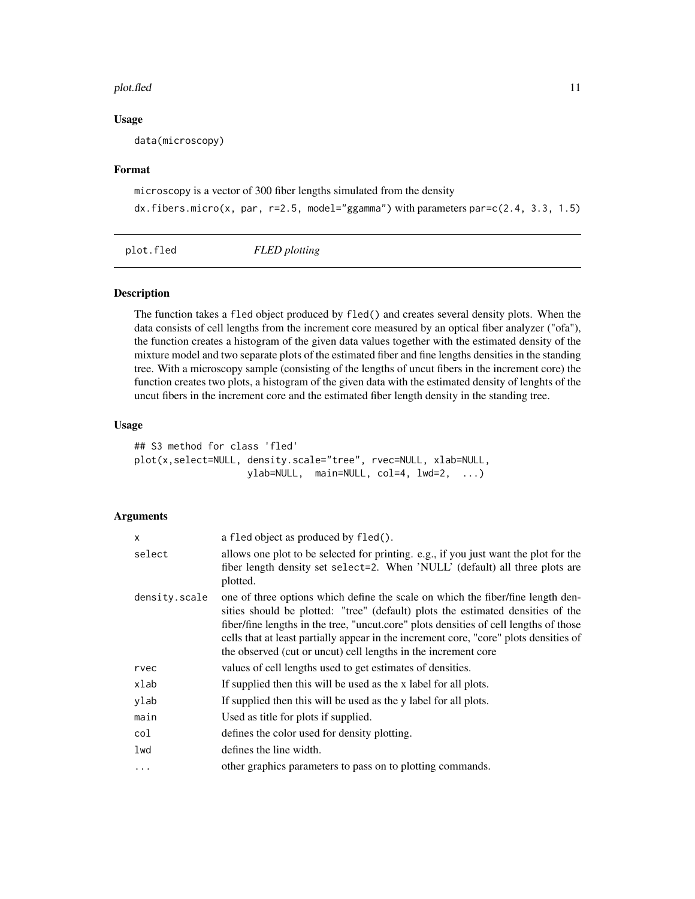### Usage

```
data(microscopy)
```

### Format

`microscopy` is a vector of 300 fiber lengths simulated from the density

`dx.fibers.micro(x, par, r=2.5, model="ggamma")` with parameters `par=c(2.4, 3.3, 1.5)`

---

## plot.fled — *FLED plotting*

---

### Description

The function takes a `fled` object produced by `fled()` and creates several density plots. When the data consists of cell lengths from the increment core measured by an optical fiber analyzer ("ofa"), the function creates a histogram of the given data values together with the estimated density of the mixture model and two separate plots of the estimated fiber and fine lengths densities in the standing tree. With a microscopy sample (consisting of the lengths of uncut fibers in the increment core) the function creates two plots, a histogram of the given data with the estimated density of lenghts of the uncut fibers in the increment core and the estimated fiber length density in the standing tree.

### Usage

```
## S3 method for class 'fled'
plot(x,select=NULL, density.scale="tree", rvec=NULL, xlab=NULL,
                   ylab=NULL,  main=NULL, col=4, lwd=2,  ...)
```

### Arguments

| | |
|---|---|
| `x` | a `fled` object as produced by `fled()`. |
| `select` | allows one plot to be selected for printing. e.g., if you just want the plot for the fiber length density set `select=2`. When 'NULL' (default) all three plots are plotted. |
| `density.scale` | one of three options which define the scale on which the fiber/fine length densities should be plotted: "tree" (default) plots the estimated densities of the fiber/fine lengths in the tree, "uncut.core" plots densities of cell lengths of those cells that at least partially appear in the increment core, "core" plots densities of the observed (cut or uncut) cell lengths in the increment core |
| `rvec` | values of cell lengths used to get estimates of densities. |
| `xlab` | If supplied then this will be used as the x label for all plots. |
| `ylab` | If supplied then this will be used as the y label for all plots. |
| `main` | Used as title for plots if supplied. |
| `col` | defines the color used for density plotting. |
| `lwd` | defines the line width. |
| `...` | other graphics parameters to pass on to plotting commands. |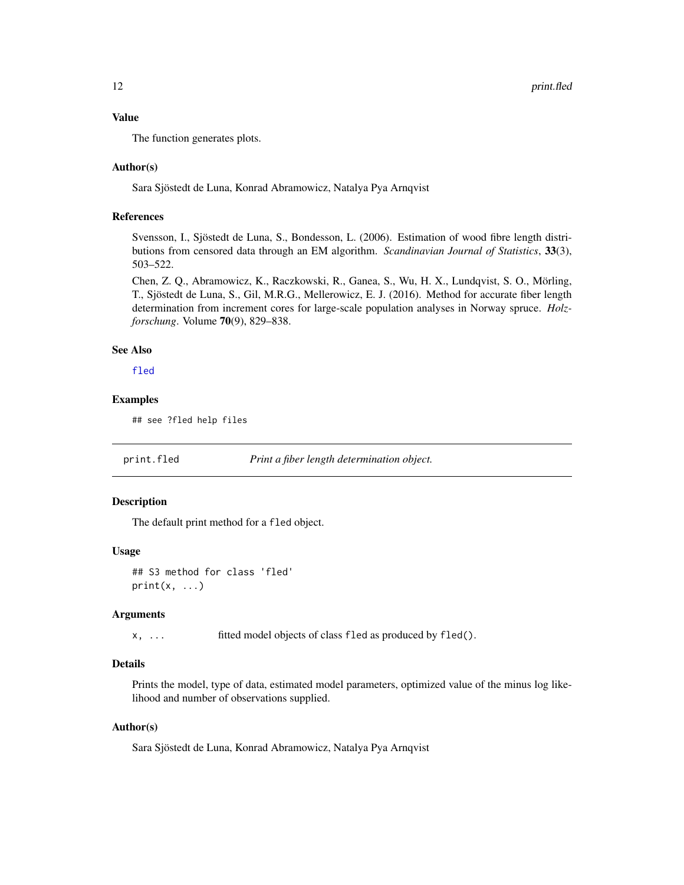### Value

The function generates plots.

### Author(s)

Sara Sjöstedt de Luna, Konrad Abramowicz, Natalya Pya Arnqvist

### References

Svensson, I., Sjöstedt de Luna, S., Bondesson, L. (2006). Estimation of wood fibre length distributions from censored data through an EM algorithm. *Scandinavian Journal of Statistics*, **33**(3), 503–522.

Chen, Z. Q., Abramowicz, K., Raczkowski, R., Ganea, S., Wu, H. X., Lundqvist, S. O., Mörling, T., Sjöstedt de Luna, S., Gil, M.R.G., Mellerowicz, E. J. (2016). Method for accurate fiber length determination from increment cores for large-scale population analyses in Norway spruce. *Holzforschung*. Volume **70**(9), 829–838.

### See Also

`fled`

### Examples

```
## see ?fled help files
```

---

## print.fled — *Print a fiber length determination object.*

---

### Description

The default print method for a `fled` object.

### Usage

```
## S3 method for class 'fled'
print(x, ...)
```

### Arguments

| | |
|---|---|
| `x, ...` | fitted model objects of class `fled` as produced by `fled()`. |

### Details

Prints the model, type of data, estimated model parameters, optimized value of the minus log likelihood and number of observations supplied.

### Author(s)

Sara Sjöstedt de Luna, Konrad Abramowicz, Natalya Pya Arnqvist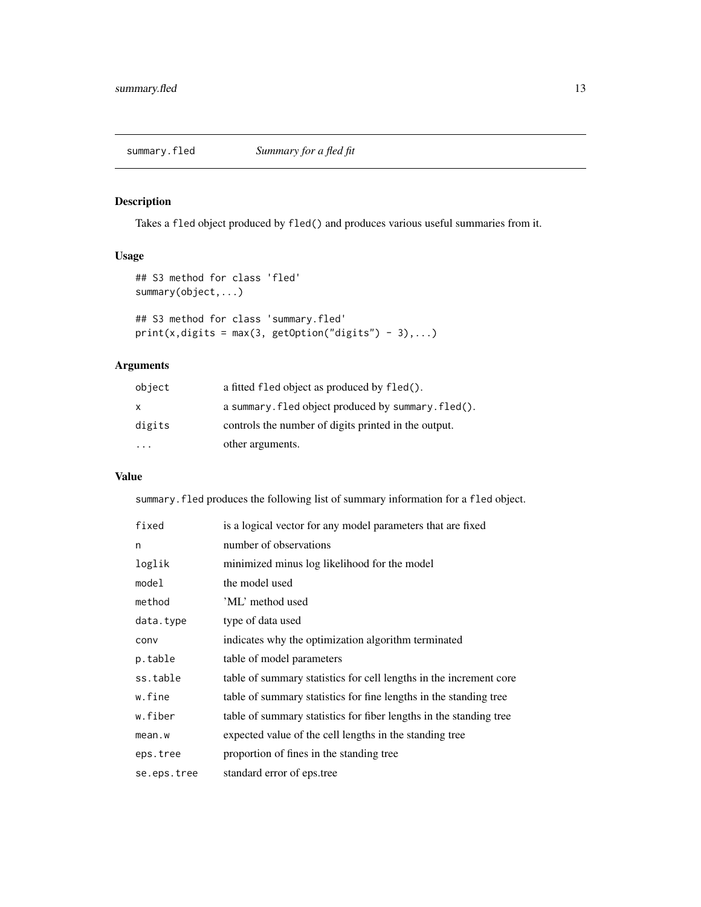summary.fled — *Summary for a fled fit*

## Description

Takes a `fled` object produced by `fled()` and produces various useful summaries from it.

## Usage

```
## S3 method for class 'fled'
summary(object,...)

## S3 method for class 'summary.fled'
print(x,digits = max(3, getOption("digits") - 3),...)
```

## Arguments

| | |
|---|---|
| `object` | a fitted `fled` object as produced by `fled()`. |
| `x` | a `summary.fled` object produced by `summary.fled()`. |
| `digits` | controls the number of digits printed in the output. |
| `...` | other arguments. |

## Value

`summary.fled` produces the following list of summary information for a `fled` object.

| | |
|---|---|
| `fixed` | is a logical vector for any model parameters that are fixed |
| `n` | number of observations |
| `loglik` | minimized minus log likelihood for the model |
| `model` | the model used |
| `method` | 'ML' method used |
| `data.type` | type of data used |
| `conv` | indicates why the optimization algorithm terminated |
| `p.table` | table of model parameters |
| `ss.table` | table of summary statistics for cell lengths in the increment core |
| `w.fine` | table of summary statistics for fine lengths in the standing tree |
| `w.fiber` | table of summary statistics for fiber lengths in the standing tree |
| `mean.w` | expected value of the cell lengths in the standing tree |
| `eps.tree` | proportion of fines in the standing tree |
| `se.eps.tree` | standard error of eps.tree |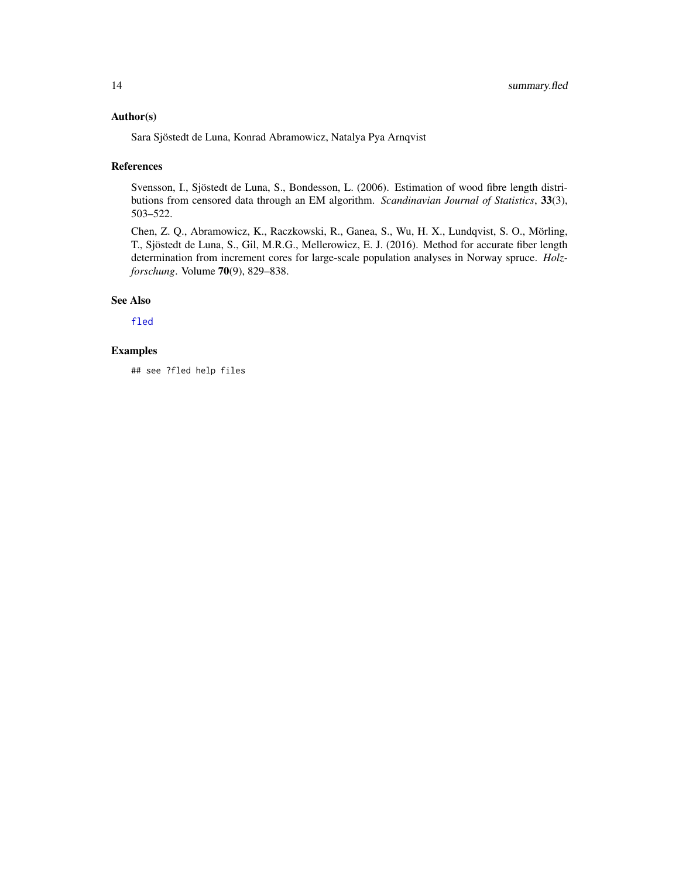## Author(s)

Sara Sjöstedt de Luna, Konrad Abramowicz, Natalya Pya Arnqvist

## References

Svensson, I., Sjöstedt de Luna, S., Bondesson, L. (2006). Estimation of wood fibre length distributions from censored data through an EM algorithm. *Scandinavian Journal of Statistics*, **33**(3), 503–522.

Chen, Z. Q., Abramowicz, K., Raczkowski, R., Ganea, S., Wu, H. X., Lundqvist, S. O., Mörling, T., Sjöstedt de Luna, S., Gil, M.R.G., Mellerowicz, E. J. (2016). Method for accurate fiber length determination from increment cores for large-scale population analyses in Norway spruce. *Holzforschung*. Volume **70**(9), 829–838.

## See Also

fled

## Examples

```
## see ?fled help files
```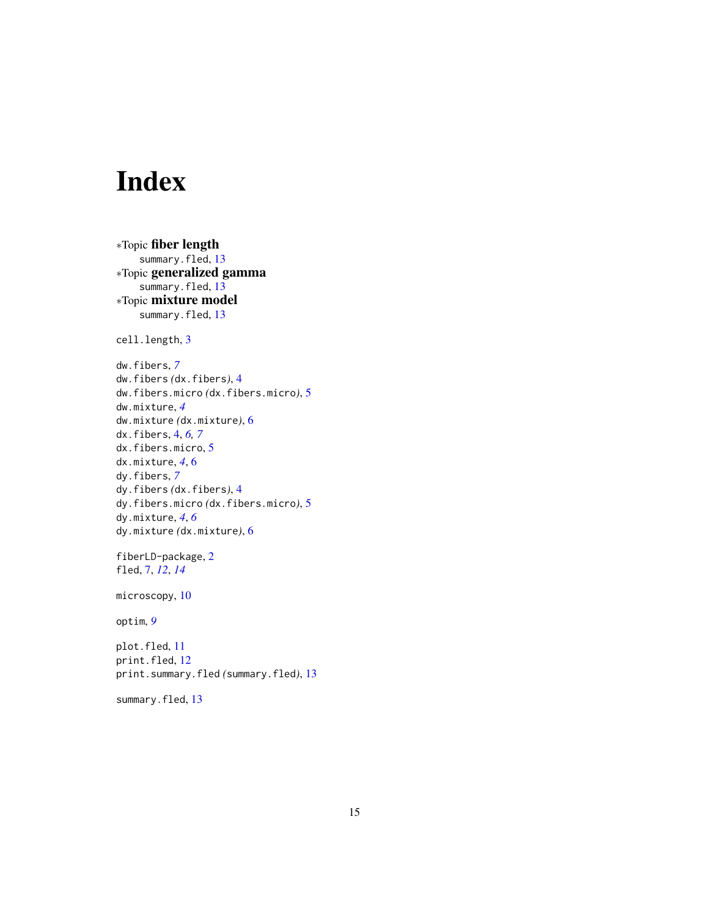# Index

*Topic **fiber length**
  summary.fled, 13
*Topic **generalized gamma**
  summary.fled, 13
*Topic **mixture model**
  summary.fled, 13

cell.length, 3

dw.fibers, *7*
dw.fibers *(*dx.fibers*)*, 4
dw.fibers.micro *(*dx.fibers.micro*)*, 5
dw.mixture, *4*
dw.mixture *(*dx.mixture*)*, 6
dx.fibers, 4, *6, 7*
dx.fibers.micro, 5
dx.mixture, *4*, 6
dy.fibers, *7*
dy.fibers *(*dx.fibers*)*, 4
dy.fibers.micro *(*dx.fibers.micro*)*, 5
dy.mixture, *4*, *6*
dy.mixture *(*dx.mixture*)*, 6

fiberLD-package, 2
fled, 7, *12*, *14*

microscopy, 10

optim, *9*

plot.fled, 11
print.fled, 12
print.summary.fled *(*summary.fled*)*, 13

summary.fled, 13